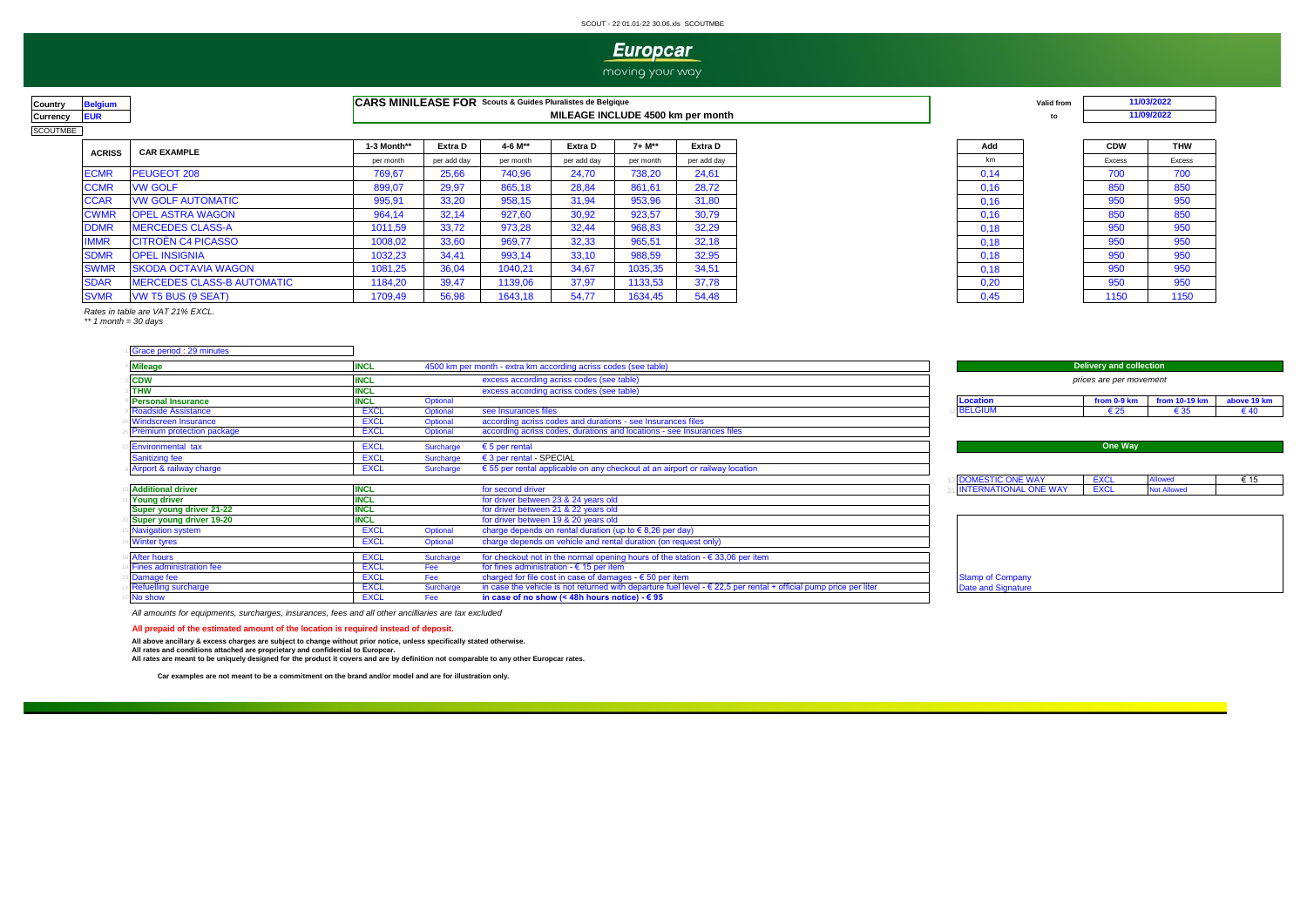SCOUT - 22 01.01-22 30.06.xls SCOUTMBE

# Europcar

moving your way

| Country | Belgium |
|---|---|
| Currency | EUR |

SCOUTMBE

**CARS MINILEASE FOR** Scouts & Guides Pluralistes de Belgique

**MILEAGE INCLUDE 4500 km per month**

| Valid from | 11/03/2022 |
|---|---|
| to | 11/09/2022 |

| ACRISS | CAR EXAMPLE | 1-3 Month** | Extra D | 4-6 M** | Extra D | 7+ M** | Extra D | Add | CDW | THW |
|---|---|---|---|---|---|---|---|---|---|---|
| | | per month | per add day | per month | per add day | per month | per add day | km | Excess | Excess |
| ECMR | PEUGEOT 208 | 769,67 | 25,66 | 740,96 | 24,70 | 738,20 | 24,61 | 0,14 | 700 | 700 |
| CCMR | VW GOLF | 899,07 | 29,97 | 865,18 | 28,84 | 861,61 | 28,72 | 0,16 | 850 | 850 |
| CCAR | VW GOLF AUTOMATIC | 995,91 | 33,20 | 958,15 | 31,94 | 953,96 | 31,80 | 0,16 | 950 | 950 |
| CWMR | OPEL ASTRA WAGON | 964,14 | 32,14 | 927,60 | 30,92 | 923,57 | 30,79 | 0,16 | 850 | 850 |
| DDMR | MERCEDES CLASS-A | 1011,59 | 33,72 | 973,28 | 32,44 | 968,83 | 32,29 | 0,18 | 950 | 950 |
| IMMR | CITROËN C4 PICASSO | 1008,02 | 33,60 | 969,77 | 32,33 | 965,51 | 32,18 | 0,18 | 950 | 950 |
| SDMR | OPEL INSIGNIA | 1032,23 | 34,41 | 993,14 | 33,10 | 988,59 | 32,95 | 0,18 | 950 | 950 |
| SWMR | SKODA OCTAVIA WAGON | 1081,25 | 36,04 | 1040,21 | 34,67 | 1035,35 | 34,51 | 0,18 | 950 | 950 |
| SDAR | MERCEDES CLASS-B AUTOMATIC | 1184,20 | 39,47 | 1139,06 | 37,97 | 1133,53 | 37,78 | 0,20 | 950 | 950 |
| SVMR | VW T5 BUS (9 SEAT) | 1709,49 | 56,98 | 1643,18 | 54,77 | 1634,45 | 54,48 | 0,45 | 1150 | 1150 |

*Rates in table are VAT 21% EXCL.*
*** 1 month = 30 days*

Grace period : 29 minutes

| Item | | | Details |
|---|---|---|---|
| **Mileage** | INCL | | 4500 km per month - extra km according acriss codes (see table) |
| **CDW** | INCL | | excess according acriss codes (see table) |
| **THW** | INCL | | excess according acriss codes (see table) |
| **Personal Insurance** | INCL | Optional | |
| Roadside Assistance | EXCL | Optional | see Insurances files |
| Windscreen Insurance | EXCL | Optional | according acriss codes and durations - see Insurances files |
| Premium protection package | EXCL | Optional | according acriss codes, durations and locations - see Insurances files |
| Environmental tax | EXCL | Surcharge | € 5 per rental |
| Sanitizing fee | EXCL | Surcharge | € 3 per rental - SPECIAL |
| Airport & railway charge | EXCL | Surcharge | € 55 per rental applicable on any checkout at an airport or railway location |
| **Additional driver** | INCL | | for second driver |
| **Young driver** | INCL | | for driver between 23 & 24 years old |
| **Super young driver 21-22** | INCL | | for driver between 21 & 22 years old |
| **Super young driver 19-20** | INCL | | for driver between 19 & 20 years old |
| Navigation system | EXCL | Optional | charge depends on rental duration (up to € 8,26 per day) |
| Winter tyres | EXCL | Optional | charge depends on vehicle and rental duration (on request only) |
| After hours | EXCL | Surcharge | for checkout not in the normal opening hours of the station - € 33,06 per item |
| Fines administration fee | EXCL | Fee | for fines administration - € 15 per item |
| Damage fee | EXCL | Fee | charged for file cost in case of damages - € 50 per item |
| Refuelling surcharge | EXCL | Surcharge | in case the vehicle is not returned with departure fuel level - € 22,5 per rental + official pump price per liter |
| No show | EXCL | Fee | **in case of no show (< 48h hours notice) - € 95** |

**Delivery and collection**

*prices are per movement*

| Location | from 0-9 km | from 10-19 km | above 19 km |
|---|---|---|---|
| BELGIUM | € 25 | € 35 | € 40 |

**One Way**

| | | | |
|---|---|---|---|
| DOMESTIC ONE WAY | EXCL | Allowed | € 15 |
| INTERNATIONAL ONE WAY | EXCL | Not Allowed | |

Stamp of Company
Date and Signature

*All amounts for equipments, surcharges, insurances, fees and all other ancilliaries are tax excluded*

**All prepaid of the estimated amount of the location is required instead of deposit.**

**All above ancillary & excess charges are subject to change without prior notice, unless specifically stated otherwise.**
**All rates and conditions attached are proprietary and confidential to Europcar.**
**All rates are meant to be uniquely designed for the product it covers and are by definition not comparable to any other Europcar rates.**

**Car examples are not meant to be a commitment on the brand and/or model and are for illustration only.**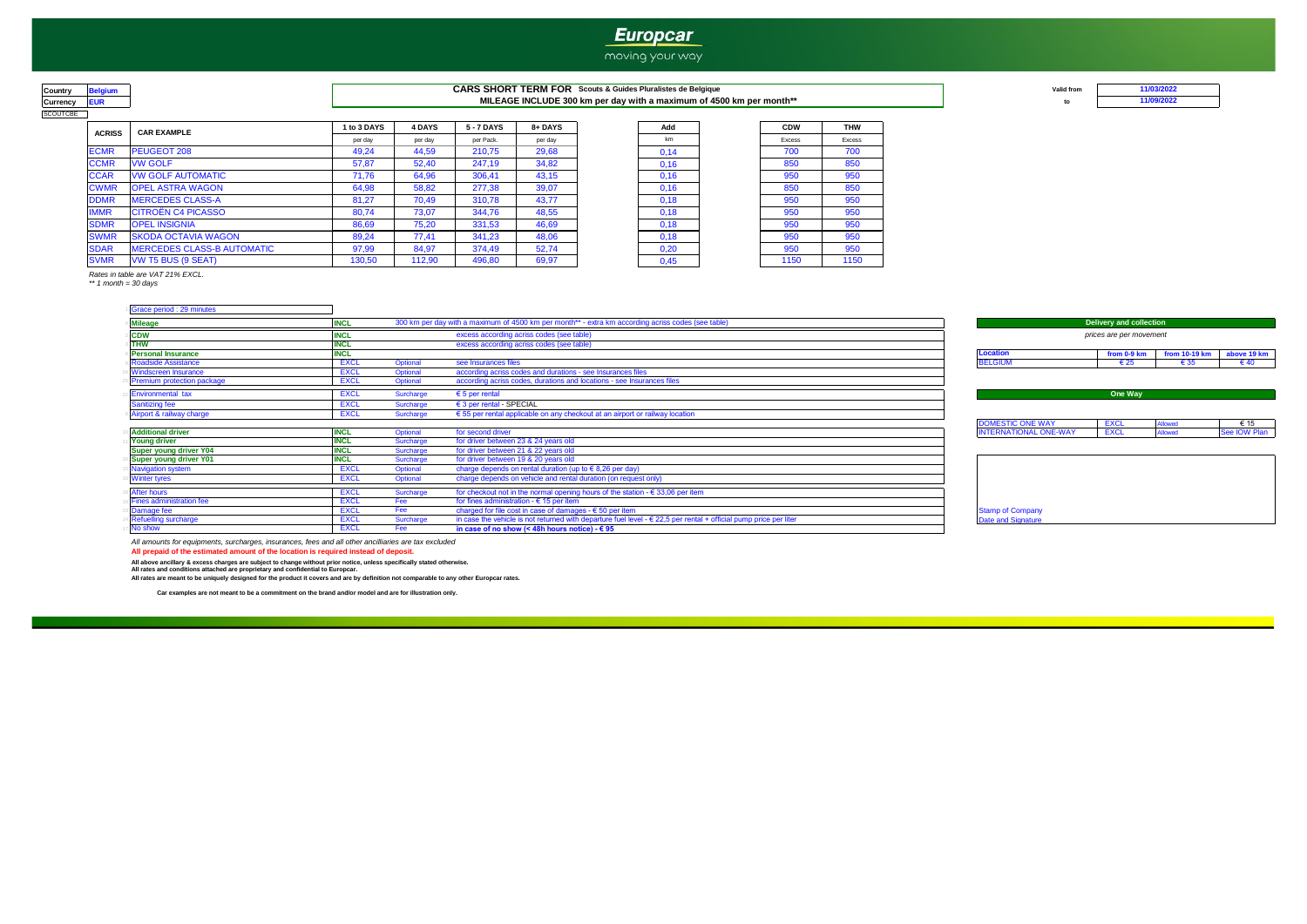# Europcar

moving your way

| Country | Belgium |
|---|---|
| Currency | EUR |

SCOUTCBE

**CARS SHORT TERM FOR Scouts & Guides Pluralistes de Belgique**

**MILEAGE INCLUDE 300 km per day with a maximum of 4500 km per month\*\***

| Valid from | 11/03/2022 |
|---|---|
| to | 11/09/2022 |

| ACRISS | CAR EXAMPLE | 1 to 3 DAYS per day | 4 DAYS per day | 5 - 7 DAYS per Pack. | 8+ DAYS per day | Add km | CDW Excess | THW Excess |
|---|---|---|---|---|---|---|---|---|
| ECMR | PEUGEOT 208 | 49,24 | 44,59 | 210,75 | 29,68 | 0,14 | 700 | 700 |
| CCMR | VW GOLF | 57,87 | 52,40 | 247,19 | 34,82 | 0,16 | 850 | 850 |
| CCAR | VW GOLF AUTOMATIC | 71,76 | 64,96 | 306,41 | 43,15 | 0,16 | 950 | 950 |
| CWMR | OPEL ASTRA WAGON | 64,98 | 58,82 | 277,38 | 39,07 | 0,16 | 850 | 850 |
| DDMR | MERCEDES CLASS-A | 81,27 | 70,49 | 310,78 | 43,77 | 0,18 | 950 | 950 |
| IMMR | CITROËN C4 PICASSO | 80,74 | 73,07 | 344,76 | 48,55 | 0,18 | 950 | 950 |
| SDMR | OPEL INSIGNIA | 86,69 | 75,20 | 331,53 | 46,69 | 0,18 | 950 | 950 |
| SWMR | SKODA OCTAVIA WAGON | 89,24 | 77,41 | 341,23 | 48,06 | 0,18 | 950 | 950 |
| SDAR | MERCEDES CLASS-B AUTOMATIC | 97,99 | 84,97 | 374,49 | 52,74 | 0,20 | 950 | 950 |
| SVMR | VW T5 BUS (9 SEAT) | 130,50 | 112,90 | 496,80 | 69,97 | 0,45 | 1150 | 1150 |

*Rates in table are VAT 21% EXCL.*
*\*\* 1 month = 30 days*

Grace period : 29 minutes

| Item | Status | Type | Details |
|---|---|---|---|
| Mileage | INCL | | 300 km per day with a maximum of 4500 km per month** - extra km according acriss codes (see table) |
| CDW | INCL | | excess according acriss codes (see table) |
| THW | INCL | | excess according acriss codes (see table) |
| Personal Insurance | INCL | | |
| Roadside Assistance | EXCL | Optional | see Insurances files |
| Windscreen Insurance | EXCL | Optional | according acriss codes and durations - see Insurances files |
| Premium protection package | EXCL | Optional | according acriss codes, durations and locations - see Insurances files |
| Environmental tax | EXCL | Surcharge | € 5 per rental |
| Sanitizing fee | EXCL | Surcharge | € 3 per rental - SPECIAL |
| Airport & railway charge | EXCL | Surcharge | € 55 per rental applicable on any checkout at an airport or railway location |
| Additional driver | INCL | Optional | for second driver |
| Young driver | INCL | Surcharge | for driver between 23 & 24 years old |
| Super young driver Y04 | INCL | Surcharge | for driver between 21 & 22 years old |
| Super young driver Y01 | INCL | Surcharge | for driver between 19 & 20 years old |
| Navigation system | EXCL | Optional | charge depends on rental duration (up to € 8,26 per day) |
| Winter tyres | EXCL | Optional | charge depends on vehicle and rental duration (on request only) |
| After hours | EXCL | Surcharge | for checkout not in the normal opening hours of the station - € 33,06 per item |
| Fines administration fee | EXCL | Fee | for fines administration - € 15 per item |
| Damage fee | EXCL | Fee | charged for file cost in case of damages - € 50 per item |
| Refuelling surcharge | EXCL | Surcharge | in case the vehicle is not returned with departure fuel level - € 22,5 per rental + official pump price per liter |
| No show | EXCL | Fee | **in case of no show (< 48h hours notice) - € 95** |

**Delivery and collection**

*prices are per movement*

| Location | from 0-9 km | from 10-19 km | above 19 km |
|---|---|---|---|
| BELGIUM | € 25 | € 35 | € 40 |

**One Way**

| | | | |
|---|---|---|---|
| DOMESTIC ONE WAY | EXCL | Allowed | € 15 |
| INTERNATIONAL ONE-WAY | EXCL | Allowed | See IOW Plan |

Stamp of Company
Date and Signature

*All amounts for equipments, surcharges, insurances, fees and all other ancilliaries are tax excluded*

**All prepaid of the estimated amount of the location is required instead of deposit.**

**All above ancillary & excess charges are subject to change without prior notice, unless specifically stated otherwise.**
**All rates and conditions attached are proprietary and confidential to Europcar.**
**All rates are meant to be uniquely designed for the product it covers and are by definition not comparable to any other Europcar rates.**

**Car examples are not meant to be a commitment on the brand and/or model and are for illustration only.**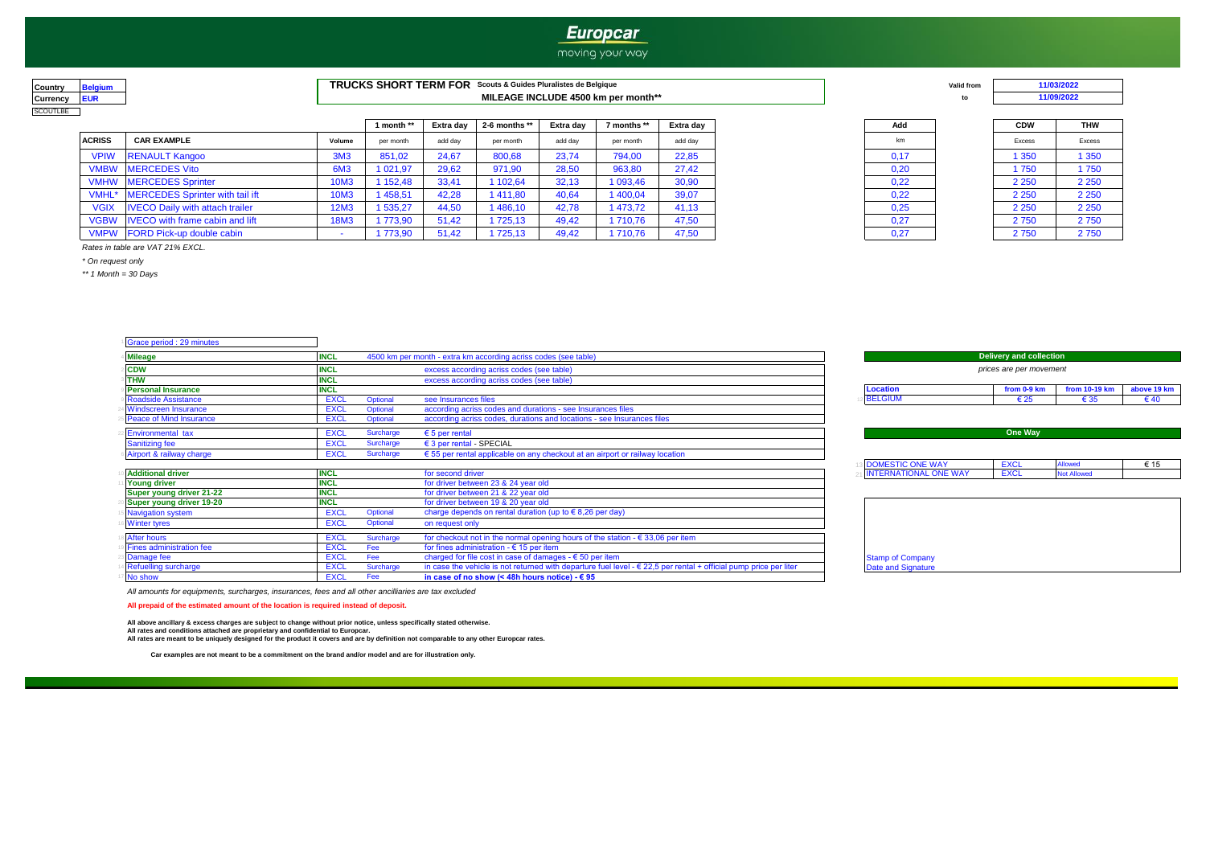**Europcar**
moving your way

| Country | Belgium |
|---|---|
| Currency | EUR |

SCOUTLBE

**TRUCKS SHORT TERM FOR** Scouts & Guides Pluralistes de Belgique
**MILEAGE INCLUDE 4500 km per month****

| Valid from | 11/03/2022 |
|---|---|
| to | 11/09/2022 |

| ACRISS | CAR EXAMPLE | Volume | 1 month ** per month | Extra day add day | 2-6 months ** per month | Extra day add day | 7 months ** per month | Extra day add day | Add km | CDW Excess | THW Excess |
|---|---|---|---|---|---|---|---|---|---|---|---|
| VPIW | RENAULT Kangoo | 3M3 | 851,02 | 24,67 | 800,68 | 23,74 | 794,00 | 22,85 | 0,17 | 1 350 | 1 350 |
| VMBW | MERCEDES Vito | 6M3 | 1 021,97 | 29,62 | 971,90 | 28,50 | 963,80 | 27,42 | 0,20 | 1 750 | 1 750 |
| VMHW | MERCEDES Sprinter | 10M3 | 1 152,48 | 33,41 | 1 102,64 | 32,13 | 1 093,46 | 30,90 | 0,22 | 2 250 | 2 250 |
| VMHL* | MERCEDES Sprinter with tail ift | 10M3 | 1 458,51 | 42,28 | 1 411,80 | 40,64 | 1 400,04 | 39,07 | 0,22 | 2 250 | 2 250 |
| VGIX | IVECO Daily with attach trailer | 12M3 | 1 535,27 | 44,50 | 1 486,10 | 42,78 | 1 473,72 | 41,13 | 0,25 | 2 250 | 2 250 |
| VGBW | IVECO with frame cabin and lift | 18M3 | 1 773,90 | 51,42 | 1 725,13 | 49,42 | 1 710,76 | 47,50 | 0,27 | 2 750 | 2 750 |
| VMPW | FORD Pick-up double cabin | - | 1 773,90 | 51,42 | 1 725,13 | 49,42 | 1 710,76 | 47,50 | 0,27 | 2 750 | 2 750 |

*Rates in table are VAT 21% EXCL.*

*\* On request only*

*\*\* 1 Month = 30 Days*

Grace period : 29 minutes

| Item | Status | Type | Description |
|---|---|---|---|
| **Mileage** | INCL | | 4500 km per month - extra km according acriss codes (see table) |
| **CDW** | INCL | | excess according acriss codes (see table) |
| **THW** | INCL | | excess according acriss codes (see table) |
| **Personal Insurance** | INCL | | |
| Roadside Assistance | EXCL | Optional | see Insurances files |
| Windscreen Insurance | EXCL | Optional | according acriss codes and durations - see Insurances files |
| Peace of Mind Insurance | EXCL | Optional | according acriss codes, durations and locations - see Insurances files |
| Environmental tax | EXCL | Surcharge | € 5 per rental |
| Sanitizing fee | EXCL | Surcharge | € 3 per rental - SPECIAL |
| Airport & railway charge | EXCL | Surcharge | € 55 per rental applicable on any checkout at an airport or railway location |
| **Additional driver** | INCL | | for second driver |
| **Young driver** | INCL | | for driver between 23 & 24 year old |
| **Super young driver 21-22** | INCL | | for driver between 21 & 22 year old |
| **Super young driver 19-20** | INCL | | for driver between 19 & 20 year old |
| Navigation system | EXCL | Optional | charge depends on rental duration (up to € 8,26 per day) |
| Winter tyres | EXCL | Optional | on request only |
| After hours | EXCL | Surcharge | for checkout not in the normal opening hours of the station - € 33,06 per item |
| Fines administration fee | EXCL | Fee | for fines administration - € 15 per item |
| Damage fee | EXCL | Fee | charged for file cost in case of damages - € 50 per item |
| Refuelling surcharge | EXCL | Surcharge | in case the vehicle is not returned with departure fuel level - € 22,5 per rental + official pump price per liter |
| No show | EXCL | Fee | **in case of no show (< 48h hours notice) - € 95** |

**Delivery and collection**

*prices are per movement*

| Location | from 0-9 km | from 10-19 km | above 19 km |
|---|---|---|---|
| BELGIUM | € 25 | € 35 | € 40 |

**One Way**

| | | | |
|---|---|---|---|
| DOMESTIC ONE WAY | EXCL | Allowed | € 15 |
| INTERNATIONAL ONE WAY | EXCL | Not Allowed | |

Stamp of Company
Date and Signature

*All amounts for equipments, surcharges, insurances, fees and all other ancilliaries are tax excluded*

**All prepaid of the estimated amount of the location is required instead of deposit.**

**All above ancillary & excess charges are subject to change without prior notice, unless specifically stated otherwise.**
**All rates and conditions attached are proprietary and confidential to Europcar.**
**All rates are meant to be uniquely designed for the product it covers and are by definition not comparable to any other Europcar rates.**

**Car examples are not meant to be a commitment on the brand and/or model and are for illustration only.**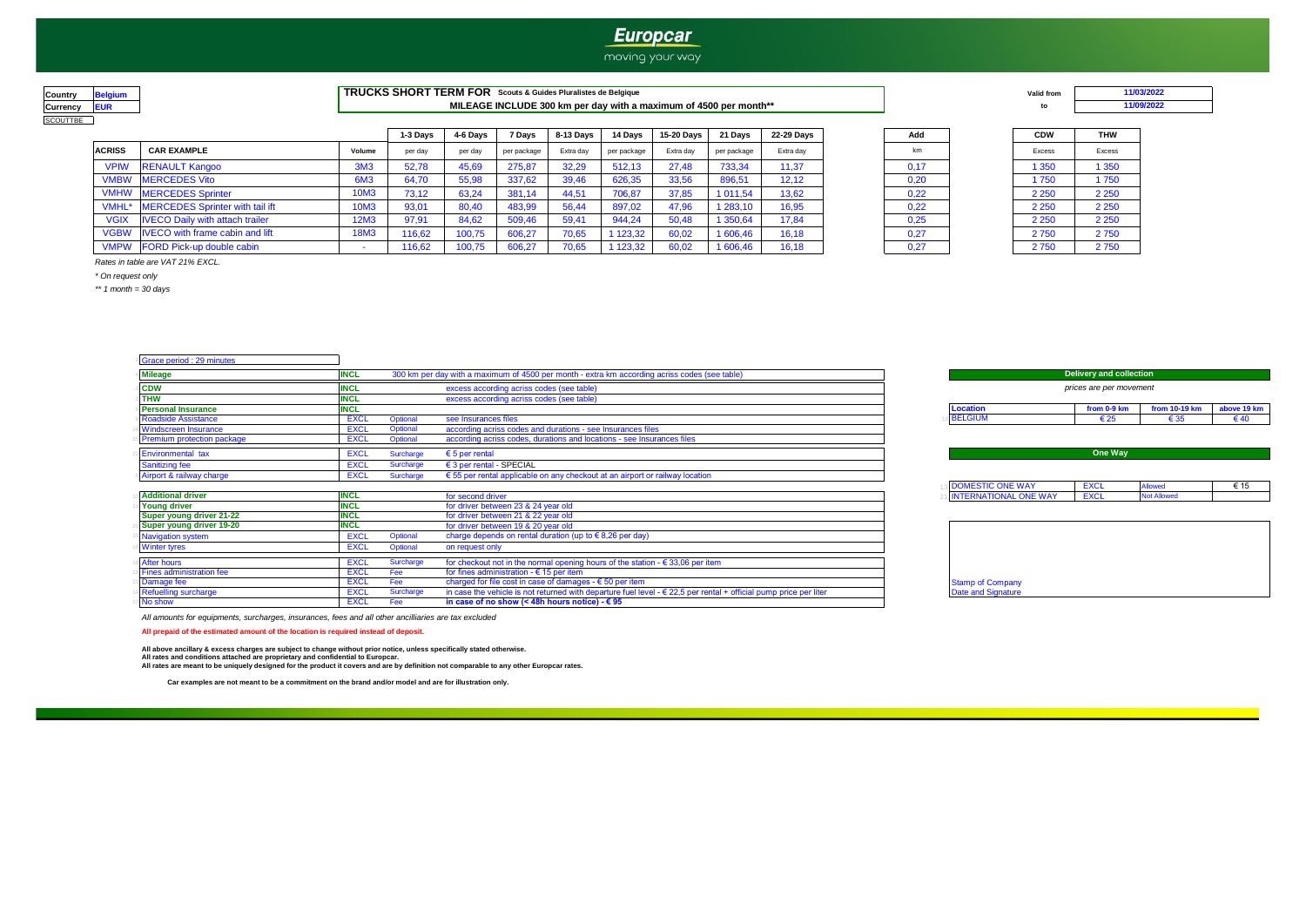# Europcar

moving your way

| | |
|---|---|
| Country | Belgium |
| Currency | EUR |

SCOUTTBE

**TRUCKS SHORT TERM FOR** Scouts & Guides Pluralistes de Belgique

**MILEAGE INCLUDE 300 km per day with a maximum of 4500 per month\*\***

| Valid from | 11/03/2022 |
|---|---|
| to | 11/09/2022 |

| ACRISS | CAR EXAMPLE | Volume | 1-3 Days (per day) | 4-6 Days (per day) | 7 Days (per package) | 8-13 Days (Extra day) | 14 Days (per package) | 15-20 Days (Extra day) | 21 Days (per package) | 22-29 Days (Extra day) | Add (km) | CDW (Excess) | THW (Excess) |
|---|---|---|---|---|---|---|---|---|---|---|---|---|---|
| VPIW | RENAULT Kangoo | 3M3 | 52,78 | 45,69 | 275,87 | 32,29 | 512,13 | 27,48 | 733,34 | 11,37 | 0,17 | 1 350 | 1 350 |
| VMBW | MERCEDES Vito | 6M3 | 64,70 | 55,98 | 337,62 | 39,46 | 626,35 | 33,56 | 896,51 | 12,12 | 0,20 | 1 750 | 1 750 |
| VMHW | MERCEDES Sprinter | 10M3 | 73,12 | 63,24 | 381,14 | 44,51 | 706,87 | 37,85 | 1 011,54 | 13,62 | 0,22 | 2 250 | 2 250 |
| VMHL* | MERCEDES Sprinter with tail lift | 10M3 | 93,01 | 80,40 | 483,99 | 56,44 | 897,02 | 47,96 | 1 283,10 | 16,95 | 0,22 | 2 250 | 2 250 |
| VGIX | IVECO Daily with attach trailer | 12M3 | 97,91 | 84,62 | 509,46 | 59,41 | 944,24 | 50,48 | 1 350,64 | 17,84 | 0,25 | 2 250 | 2 250 |
| VGBW | IVECO with frame cabin and lift | 18M3 | 116,62 | 100,75 | 606,27 | 70,65 | 1 123,32 | 60,02 | 1 606,46 | 16,18 | 0,27 | 2 750 | 2 750 |
| VMPW | FORD Pick-up double cabin | - | 116,62 | 100,75 | 606,27 | 70,65 | 1 123,32 | 60,02 | 1 606,46 | 16,18 | 0,27 | 2 750 | 2 750 |

*Rates in table are VAT 21% EXCL.*

*\* On request only*

*\*\* 1 month = 30 days*

Grace period : 29 minutes

| | | | |
|---|---|---|---|
| **Mileage** | **INCL** | | 300 km per day with a maximum of 4500 per month - extra km according acriss codes (see table) |
| **CDW** | **INCL** | | excess according acriss codes (see table) |
| **THW** | **INCL** | | excess according acriss codes (see table) |
| **Personal Insurance** | **INCL** | | |
| Roadside Assistance | EXCL | Optional | see Insurances files |
| Windscreen Insurance | EXCL | Optional | according acriss codes and durations - see Insurances files |
| Premium protection package | EXCL | Optional | according acriss codes, durations and locations - see Insurances files |
| Environmental tax | EXCL | Surcharge | € 5 per rental |
| Sanitizing fee | EXCL | Surcharge | € 3 per rental - SPECIAL |
| Airport & railway charge | EXCL | Surcharge | € 55 per rental applicable on any checkout at an airport or railway location |
| **Additional driver** | **INCL** | | for second driver |
| **Young driver** | **INCL** | | for driver between 23 & 24 year old |
| **Super young driver 21-22** | **INCL** | | for driver between 21 & 22 year old |
| **Super young driver 19-20** | **INCL** | | for driver between 19 & 20 year old |
| Navigation system | EXCL | Optional | charge depends on rental duration (up to € 8,26 per day) |
| Winter tyres | EXCL | Optional | on request only |
| After hours | EXCL | Surcharge | for checkout not in the normal opening hours of the station - € 33,06 per item |
| Fines administration fee | EXCL | Fee | for fines administration - € 15 per item |
| Damage fee | EXCL | Fee | charged for file cost in case of damages - € 50 per item |
| Refuelling surcharge | EXCL | Surcharge | in case the vehicle is not returned with departure fuel level - € 22,5 per rental + official pump price per liter |
| No show | EXCL | Fee | **in case of no show (< 48h hours notice) - € 95** |

**Delivery and collection**

*prices are per movement*

| Location | from 0-9 km | from 10-19 km | above 19 km |
|---|---|---|---|
| BELGIUM | € 25 | € 35 | € 40 |

**One Way**

| | | | |
|---|---|---|---|
| DOMESTIC ONE WAY | EXCL | Allowed | € 15 |
| INTERNATIONAL ONE WAY | EXCL | Not Allowed | |

Stamp of Company

Date and Signature

*All amounts for equipments, surcharges, insurances, fees and all other ancilliaries are tax excluded*

**All prepaid of the estimated amount of the location is required instead of deposit.**

**All above ancillary & excess charges are subject to change without prior notice, unless specifically stated otherwise.**
**All rates and conditions attached are proprietary and confidential to Europcar.**
**All rates are meant to be uniquely designed for the product it covers and are by definition not comparable to any other Europcar rates.**

**Car examples are not meant to be a commitment on the brand and/or model and are for illustration only.**